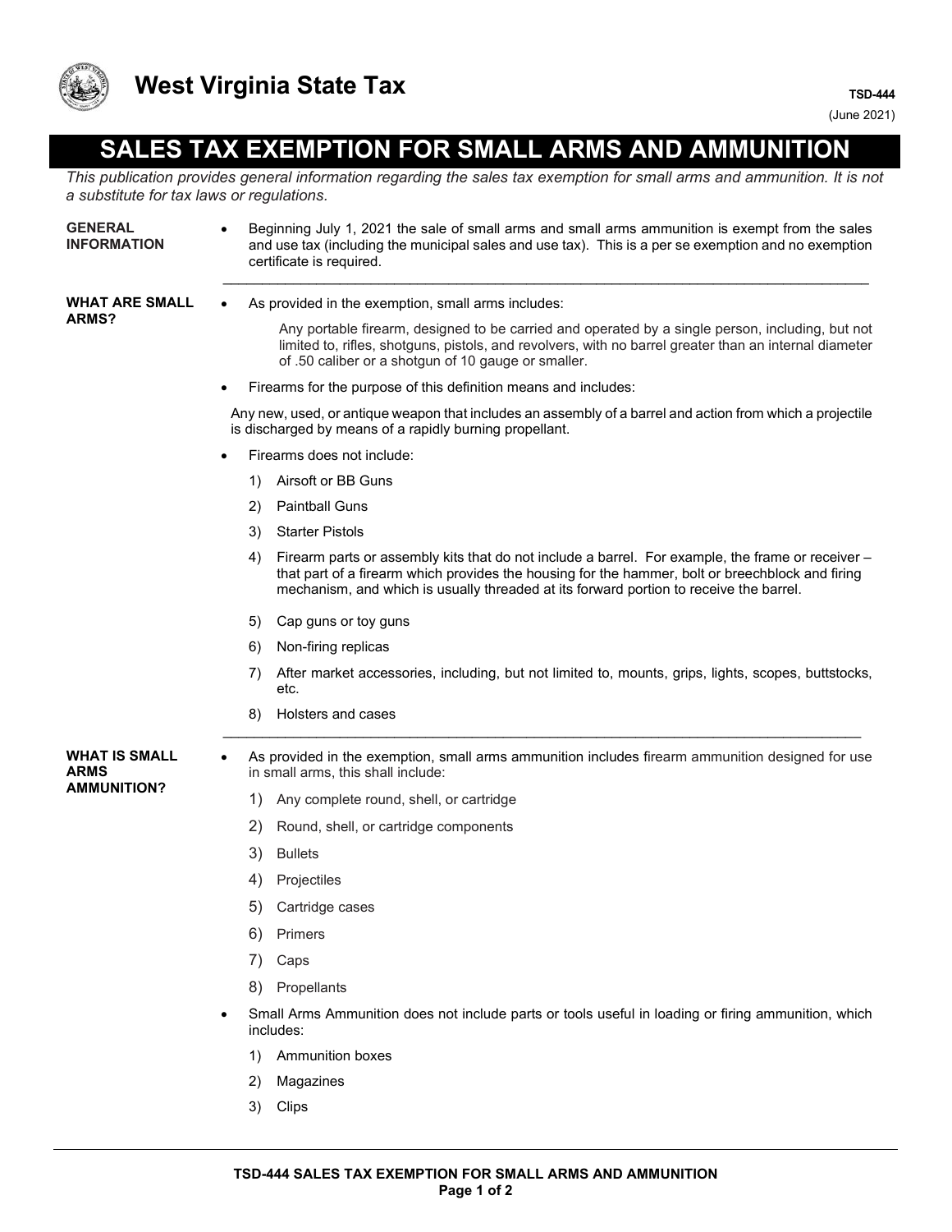# West Virginia State Tax

**TSD-444**

(June 2021)

## SALES TAX EXEMPTION FOR SMALL ARMS AND AMMUNITION

*This publication provides general information regarding the sales tax exemption for small arms and ammunition. It is not a substitute for tax laws or regulations.*

### GENERAL INFORMATION

- Beginning July 1, 2021 the sale of small arms and small arms ammunition is exempt from the sales and use tax (including the municipal sales and use tax). This is a per se exemption and no exemption certificate is required.

### WHAT ARE SMALL ARMS?

- As provided in the exemption, small arms includes:

  Any portable firearm, designed to be carried and operated by a single person, including, but not limited to, rifles, shotguns, pistols, and revolvers, with no barrel greater than an internal diameter of .50 caliber or a shotgun of 10 gauge or smaller.

- Firearms for the purpose of this definition means and includes:

  Any new, used, or antique weapon that includes an assembly of a barrel and action from which a projectile is discharged by means of a rapidly burning propellant.

- Firearms does not include:
  1) Airsoft or BB Guns
  2) Paintball Guns
  3) Starter Pistols
  4) Firearm parts or assembly kits that do not include a barrel. For example, the frame or receiver – that part of a firearm which provides the housing for the hammer, bolt or breechblock and firing mechanism, and which is usually threaded at its forward portion to receive the barrel.
  5) Cap guns or toy guns
  6) Non-firing replicas
  7) After market accessories, including, but not limited to, mounts, grips, lights, scopes, buttstocks, etc.
  8) Holsters and cases

### WHAT IS SMALL ARMS AMMUNITION?

- As provided in the exemption, small arms ammunition includes firearm ammunition designed for use in small arms, this shall include:
  1) Any complete round, shell, or cartridge
  2) Round, shell, or cartridge components
  3) Bullets
  4) Projectiles
  5) Cartridge cases
  6) Primers
  7) Caps
  8) Propellants

- Small Arms Ammunition does not include parts or tools useful in loading or firing ammunition, which includes:
  1) Ammunition boxes
  2) Magazines
  3) Clips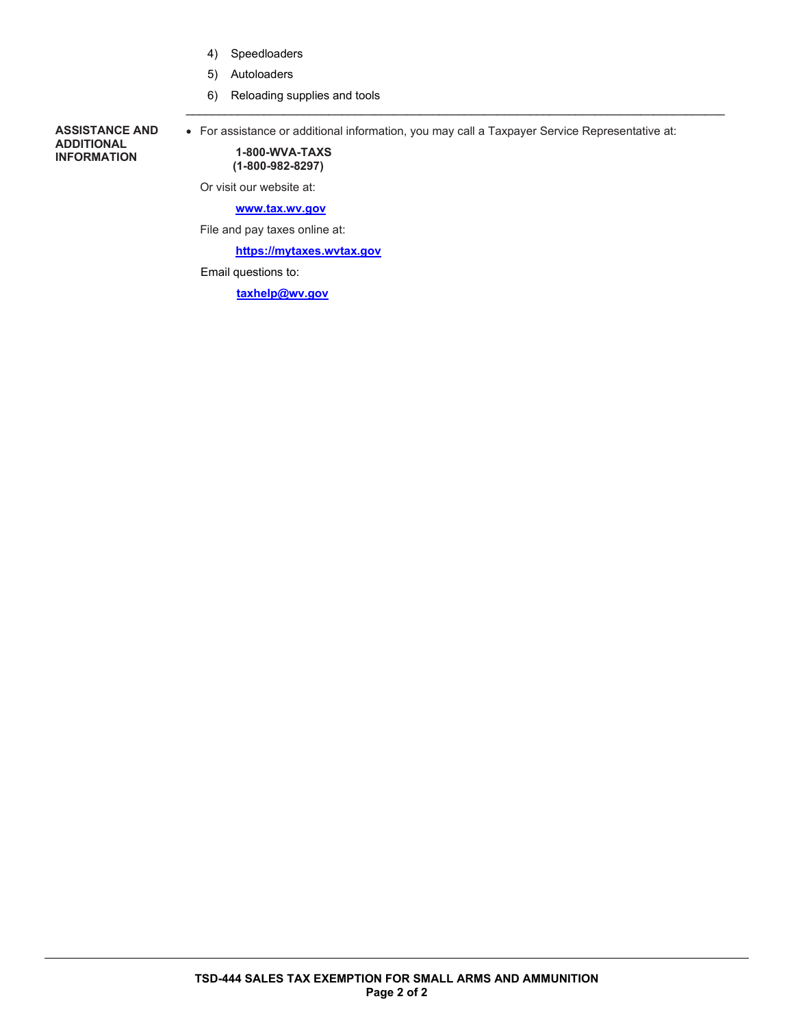4) Speedloaders
5) Autoloaders
6) Reloading supplies and tools

---

**ASSISTANCE AND ADDITIONAL INFORMATION**

- For assistance or additional information, you may call a Taxpayer Service Representative at:

  **1-800-WVA-TAXS**
  **(1-800-982-8297)**

  Or visit our website at:

  **www.tax.wv.gov**

  File and pay taxes online at:

  **https://mytaxes.wvtax.gov**

  Email questions to:

  **taxhelp@wv.gov**